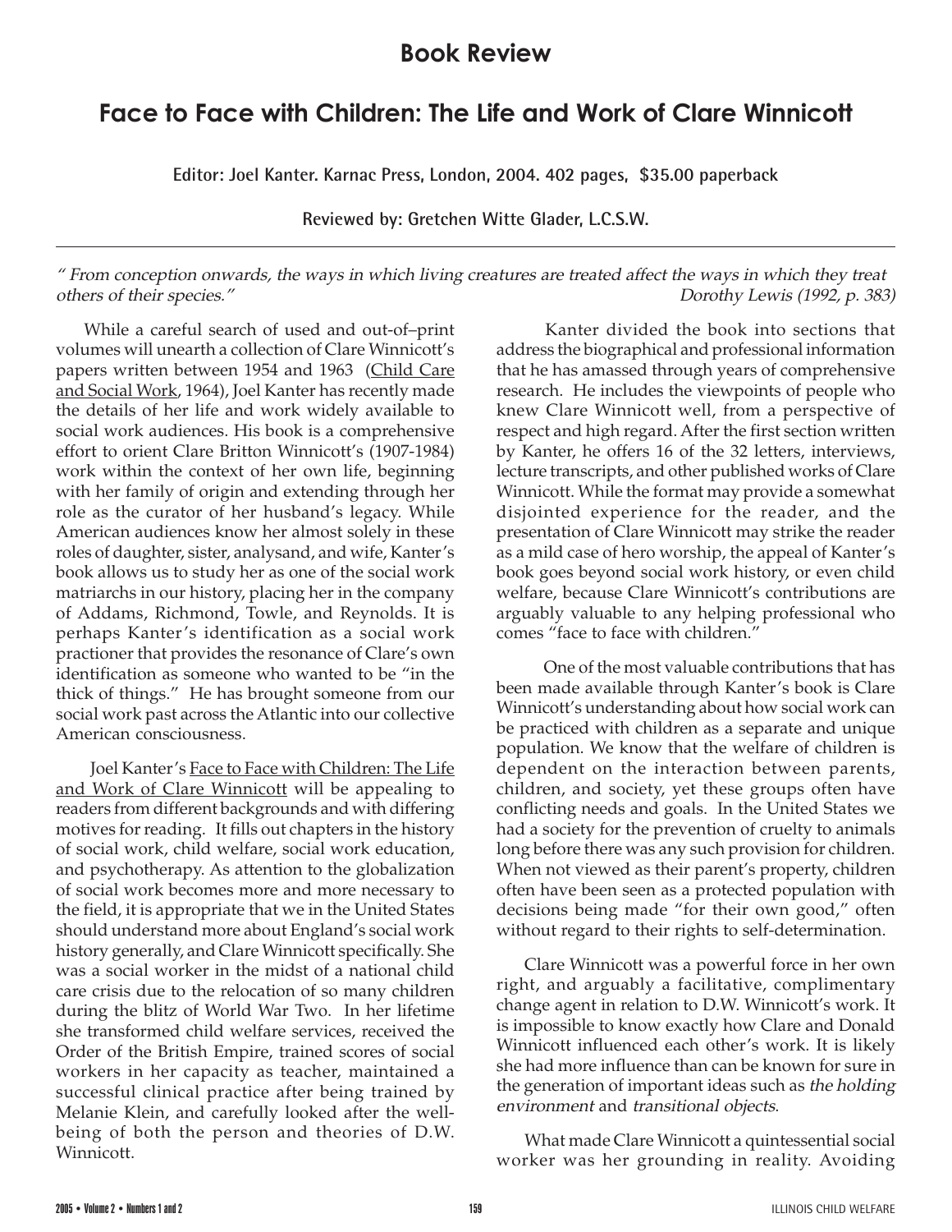# Book Review

## Face to Face with Children: The Life and Work of Clare Winnicott

**Editor: Joel Kanter. Karnac Press, London, 2004. 402 pages, $35.00 paperback**

**Reviewed by: Gretchen Witte Glader, L.C.S.W.**

---

*" From conception onwards, the ways in which living creatures are treated affect the ways in which they treat others of their species."*
*Dorothy Lewis (1992, p. 383)*

While a careful search of used and out-of–print volumes will unearth a collection of Clare Winnicott's papers written between 1954 and 1963 (Child Care and Social Work, 1964), Joel Kanter has recently made the details of her life and work widely available to social work audiences. His book is a comprehensive effort to orient Clare Britton Winnicott's (1907-1984) work within the context of her own life, beginning with her family of origin and extending through her role as the curator of her husband's legacy. While American audiences know her almost solely in these roles of daughter, sister, analysand, and wife, Kanter's book allows us to study her as one of the social work matriarchs in our history, placing her in the company of Addams, Richmond, Towle, and Reynolds. It is perhaps Kanter's identification as a social work practioner that provides the resonance of Clare's own identification as someone who wanted to be "in the thick of things." He has brought someone from our social work past across the Atlantic into our collective American consciousness.

Joel Kanter's Face to Face with Children: The Life and Work of Clare Winnicott will be appealing to readers from different backgrounds and with differing motives for reading. It fills out chapters in the history of social work, child welfare, social work education, and psychotherapy. As attention to the globalization of social work becomes more and more necessary to the field, it is appropriate that we in the United States should understand more about England's social work history generally, and Clare Winnicott specifically. She was a social worker in the midst of a national child care crisis due to the relocation of so many children during the blitz of World War Two. In her lifetime she transformed child welfare services, received the Order of the British Empire, trained scores of social workers in her capacity as teacher, maintained a successful clinical practice after being trained by Melanie Klein, and carefully looked after the well-being of both the person and theories of D.W. Winnicott.

Kanter divided the book into sections that address the biographical and professional information that he has amassed through years of comprehensive research. He includes the viewpoints of people who knew Clare Winnicott well, from a perspective of respect and high regard. After the first section written by Kanter, he offers 16 of the 32 letters, interviews, lecture transcripts, and other published works of Clare Winnicott. While the format may provide a somewhat disjointed experience for the reader, and the presentation of Clare Winnicott may strike the reader as a mild case of hero worship, the appeal of Kanter's book goes beyond social work history, or even child welfare, because Clare Winnicott's contributions are arguably valuable to any helping professional who comes "face to face with children."

One of the most valuable contributions that has been made available through Kanter's book is Clare Winnicott's understanding about how social work can be practiced with children as a separate and unique population. We know that the welfare of children is dependent on the interaction between parents, children, and society, yet these groups often have conflicting needs and goals. In the United States we had a society for the prevention of cruelty to animals long before there was any such provision for children. When not viewed as their parent's property, children often have been seen as a protected population with decisions being made "for their own good," often without regard to their rights to self-determination.

Clare Winnicott was a powerful force in her own right, and arguably a facilitative, complimentary change agent in relation to D.W. Winnicott's work. It is impossible to know exactly how Clare and Donald Winnicott influenced each other's work. It is likely she had more influence than can be known for sure in the generation of important ideas such as *the holding environment* and *transitional objects*.

What made Clare Winnicott a quintessential social worker was her grounding in reality. Avoiding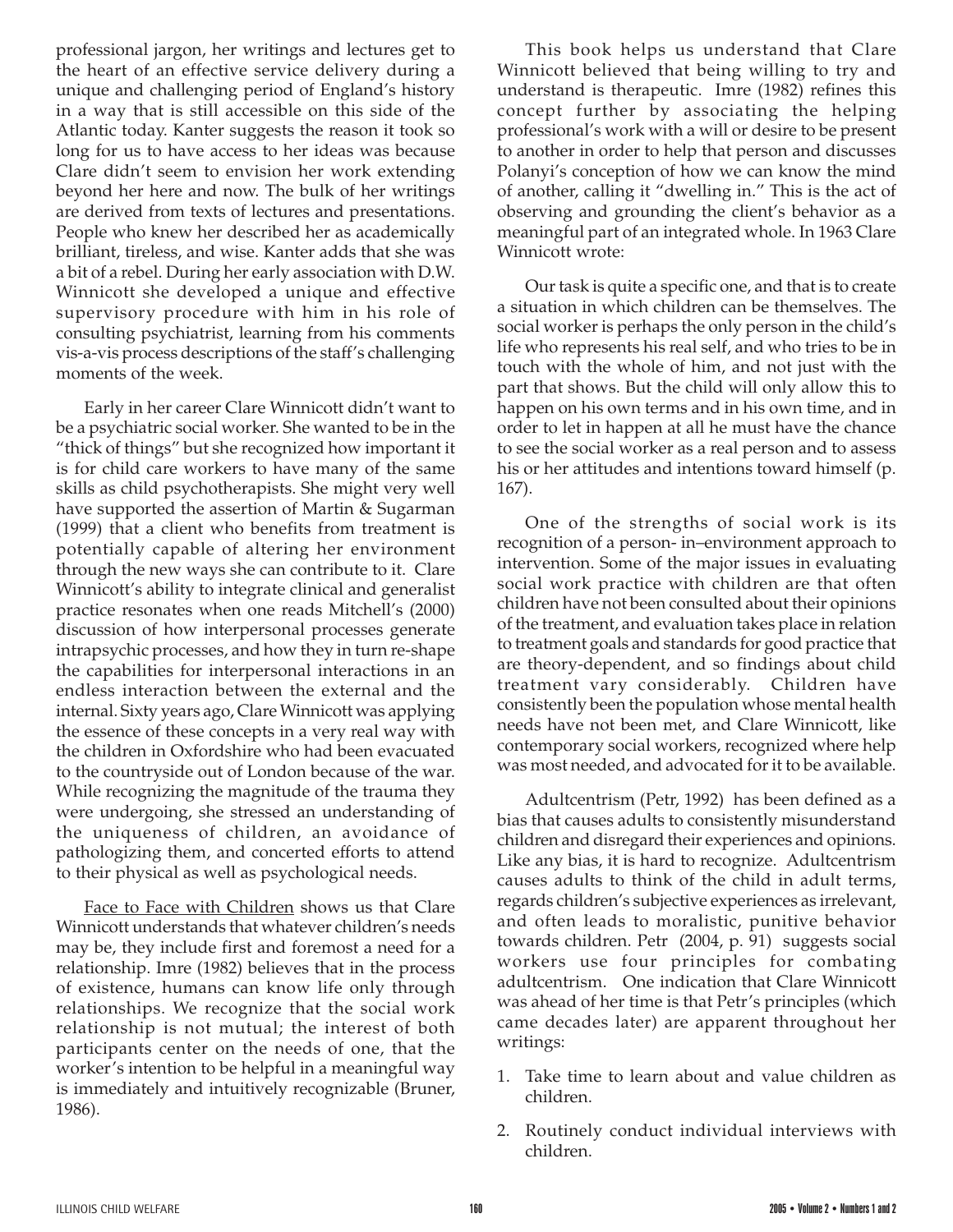professional jargon, her writings and lectures get to the heart of an effective service delivery during a unique and challenging period of England's history in a way that is still accessible on this side of the Atlantic today. Kanter suggests the reason it took so long for us to have access to her ideas was because Clare didn't seem to envision her work extending beyond her here and now. The bulk of her writings are derived from texts of lectures and presentations. People who knew her described her as academically brilliant, tireless, and wise. Kanter adds that she was a bit of a rebel. During her early association with D.W. Winnicott she developed a unique and effective supervisory procedure with him in his role of consulting psychiatrist, learning from his comments vis-a-vis process descriptions of the staff's challenging moments of the week.

Early in her career Clare Winnicott didn't want to be a psychiatric social worker. She wanted to be in the "thick of things" but she recognized how important it is for child care workers to have many of the same skills as child psychotherapists. She might very well have supported the assertion of Martin & Sugarman (1999) that a client who benefits from treatment is potentially capable of altering her environment through the new ways she can contribute to it. Clare Winnicott's ability to integrate clinical and generalist practice resonates when one reads Mitchell's (2000) discussion of how interpersonal processes generate intrapsychic processes, and how they in turn re-shape the capabilities for interpersonal interactions in an endless interaction between the external and the internal. Sixty years ago, Clare Winnicott was applying the essence of these concepts in a very real way with the children in Oxfordshire who had been evacuated to the countryside out of London because of the war. While recognizing the magnitude of the trauma they were undergoing, she stressed an understanding of the uniqueness of children, an avoidance of pathologizing them, and concerted efforts to attend to their physical as well as psychological needs.

Face to Face with Children shows us that Clare Winnicott understands that whatever children's needs may be, they include first and foremost a need for a relationship. Imre (1982) believes that in the process of existence, humans can know life only through relationships. We recognize that the social work relationship is not mutual; the interest of both participants center on the needs of one, that the worker's intention to be helpful in a meaningful way is immediately and intuitively recognizable (Bruner, 1986).

This book helps us understand that Clare Winnicott believed that being willing to try and understand is therapeutic. Imre (1982) refines this concept further by associating the helping professional's work with a will or desire to be present to another in order to help that person and discusses Polanyi's conception of how we can know the mind of another, calling it "dwelling in." This is the act of observing and grounding the client's behavior as a meaningful part of an integrated whole. In 1963 Clare Winnicott wrote:

> Our task is quite a specific one, and that is to create a situation in which children can be themselves. The social worker is perhaps the only person in the child's life who represents his real self, and who tries to be in touch with the whole of him, and not just with the part that shows. But the child will only allow this to happen on his own terms and in his own time, and in order to let in happen at all he must have the chance to see the social worker as a real person and to assess his or her attitudes and intentions toward himself (p. 167).

One of the strengths of social work is its recognition of a person- in–environment approach to intervention. Some of the major issues in evaluating social work practice with children are that often children have not been consulted about their opinions of the treatment, and evaluation takes place in relation to treatment goals and standards for good practice that are theory-dependent, and so findings about child treatment vary considerably. Children have consistently been the population whose mental health needs have not been met, and Clare Winnicott, like contemporary social workers, recognized where help was most needed, and advocated for it to be available.

Adultcentrism (Petr, 1992) has been defined as a bias that causes adults to consistently misunderstand children and disregard their experiences and opinions. Like any bias, it is hard to recognize. Adultcentrism causes adults to think of the child in adult terms, regards children's subjective experiences as irrelevant, and often leads to moralistic, punitive behavior towards children. Petr (2004, p. 91) suggests social workers use four principles for combating adultcentrism. One indication that Clare Winnicott was ahead of her time is that Petr's principles (which came decades later) are apparent throughout her writings:

1. Take time to learn about and value children as children.
2. Routinely conduct individual interviews with children.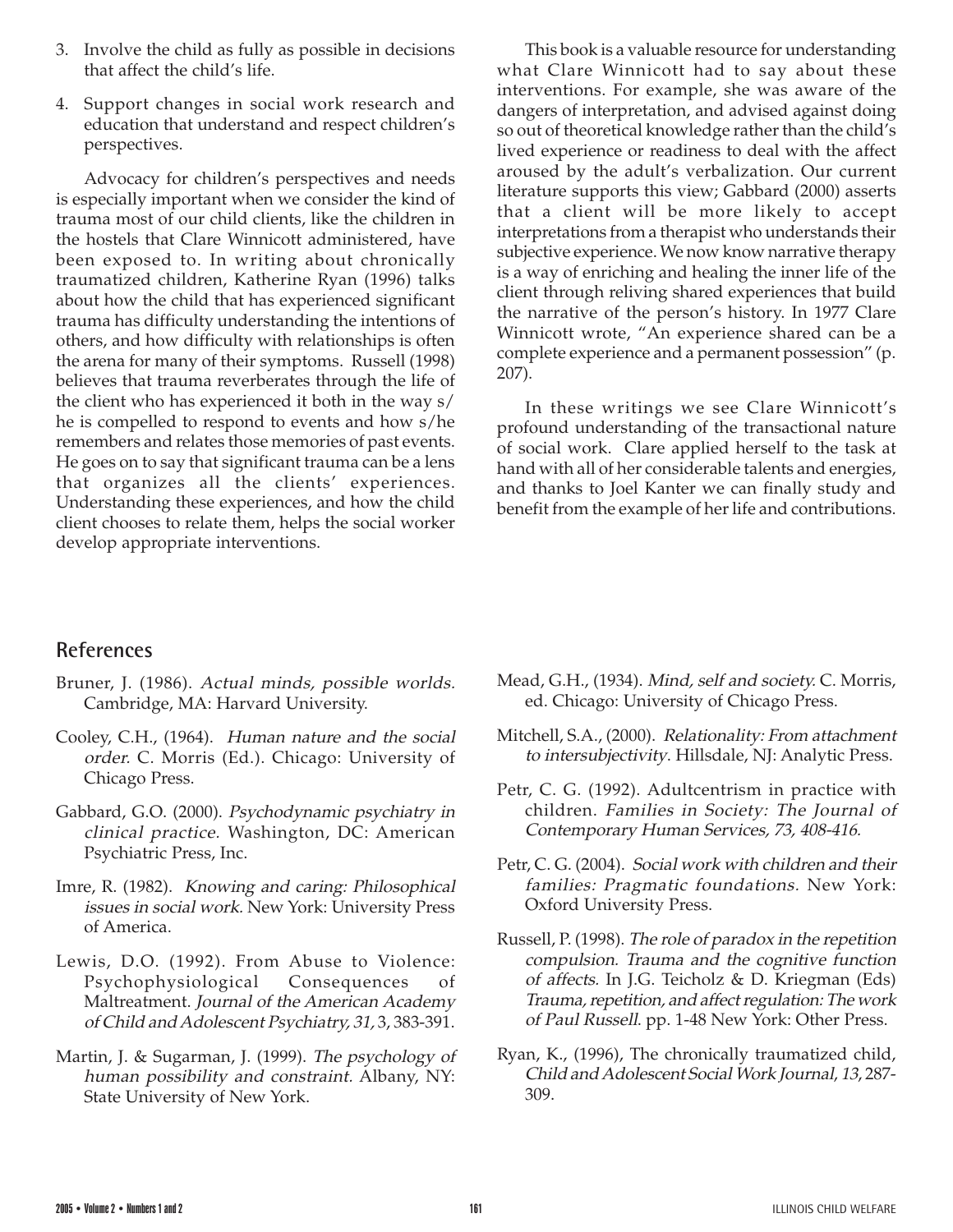3. Involve the child as fully as possible in decisions that affect the child's life.
4. Support changes in social work research and education that understand and respect children's perspectives.

Advocacy for children's perspectives and needs is especially important when we consider the kind of trauma most of our child clients, like the children in the hostels that Clare Winnicott administered, have been exposed to. In writing about chronically traumatized children, Katherine Ryan (1996) talks about how the child that has experienced significant trauma has difficulty understanding the intentions of others, and how difficulty with relationships is often the arena for many of their symptoms. Russell (1998) believes that trauma reverberates through the life of the client who has experienced it both in the way s/he is compelled to respond to events and how s/he remembers and relates those memories of past events. He goes on to say that significant trauma can be a lens that organizes all the clients' experiences. Understanding these experiences, and how the child client chooses to relate them, helps the social worker develop appropriate interventions.

This book is a valuable resource for understanding what Clare Winnicott had to say about these interventions. For example, she was aware of the dangers of interpretation, and advised against doing so out of theoretical knowledge rather than the child's lived experience or readiness to deal with the affect aroused by the adult's verbalization. Our current literature supports this view; Gabbard (2000) asserts that a client will be more likely to accept interpretations from a therapist who understands their subjective experience. We now know narrative therapy is a way of enriching and healing the inner life of the client through reliving shared experiences that build the narrative of the person's history. In 1977 Clare Winnicott wrote, "An experience shared can be a complete experience and a permanent possession" (p. 207).

In these writings we see Clare Winnicott's profound understanding of the transactional nature of social work. Clare applied herself to the task at hand with all of her considerable talents and energies, and thanks to Joel Kanter we can finally study and benefit from the example of her life and contributions.

## References

Bruner, J. (1986). *Actual minds, possible worlds.* Cambridge, MA: Harvard University.

Cooley, C.H., (1964). *Human nature and the social order.* C. Morris (Ed.). Chicago: University of Chicago Press.

Gabbard, G.O. (2000). *Psychodynamic psychiatry in clinical practice.* Washington, DC: American Psychiatric Press, Inc.

Imre, R. (1982). *Knowing and caring: Philosophical issues in social work.* New York: University Press of America.

Lewis, D.O. (1992). From Abuse to Violence: Psychophysiological Consequences of Maltreatment. *Journal of the American Academy of Child and Adolescent Psychiatry, 31,* 3, 383-391.

Martin, J. & Sugarman, J. (1999). *The psychology of human possibility and constraint.* Albany, NY: State University of New York.

Mead, G.H., (1934). *Mind, self and society.* C. Morris, ed. Chicago: University of Chicago Press.

Mitchell, S.A., (2000). *Relationality: From attachment to intersubjectivity.* Hillsdale, NJ: Analytic Press.

Petr, C. G. (1992). Adultcentrism in practice with children. *Families in Society: The Journal of Contemporary Human Services, 73, 408-416.*

Petr, C. G. (2004). *Social work with children and their families: Pragmatic foundations.* New York: Oxford University Press.

Russell, P. (1998). *The role of paradox in the repetition compulsion. Trauma and the cognitive function of affects.* In J.G. Teicholz & D. Kriegman (Eds) *Trauma, repetition, and affect regulation: The work of Paul Russell.* pp. 1-48 New York: Other Press.

Ryan, K., (1996), The chronically traumatized child, *Child and Adolescent Social Work Journal, 13,* 287-309.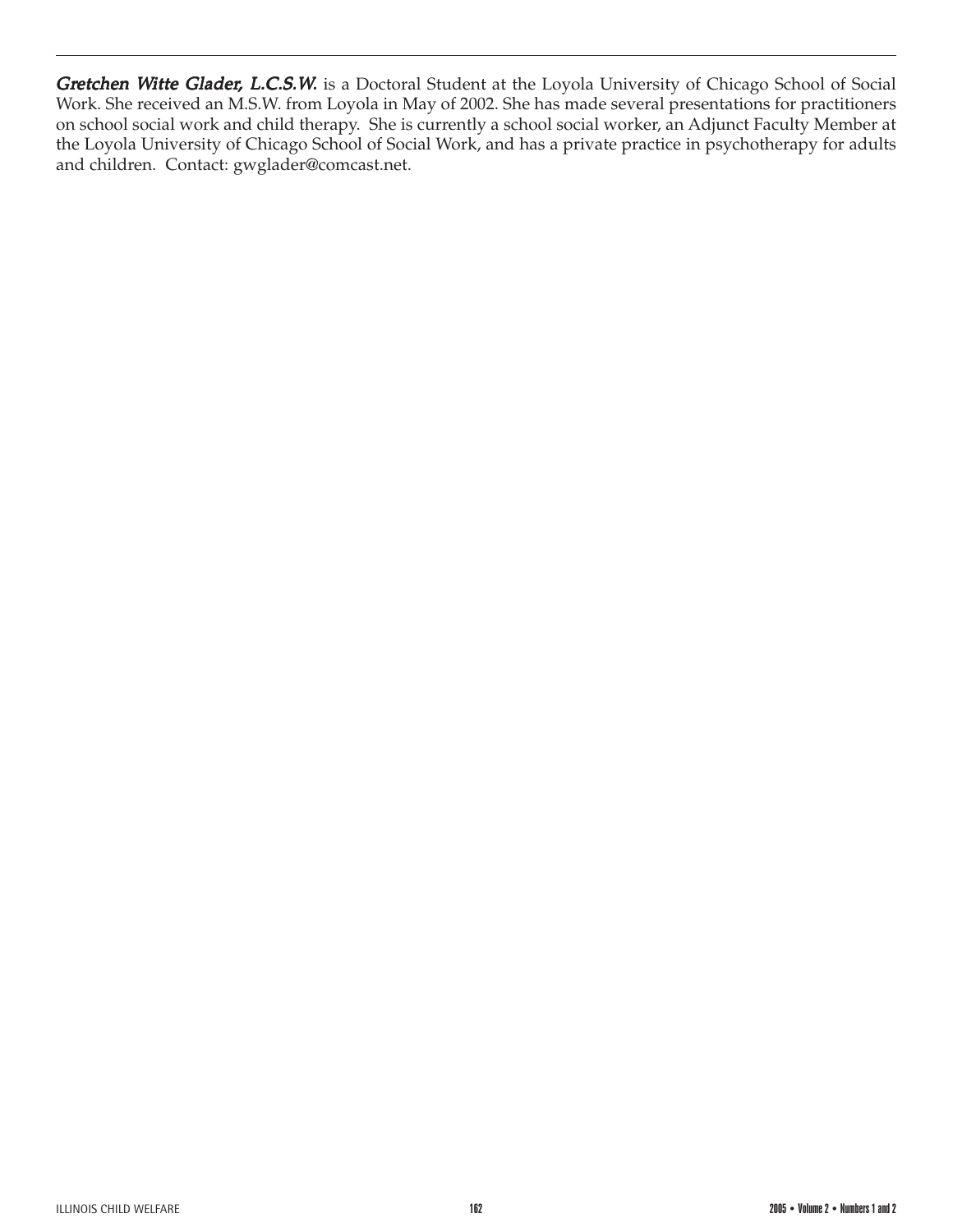***Gretchen Witte Glader, L.C.S.W.*** is a Doctoral Student at the Loyola University of Chicago School of Social Work. She received an M.S.W. from Loyola in May of 2002. She has made several presentations for practitioners on school social work and child therapy. She is currently a school social worker, an Adjunct Faculty Member at the Loyola University of Chicago School of Social Work, and has a private practice in psychotherapy for adults and children. Contact: gwglader@comcast.net.